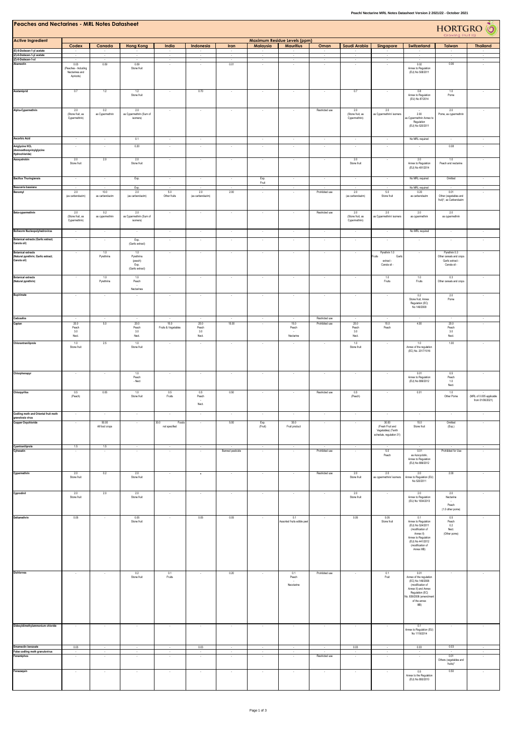# Peaches and Nectarines - MRL Notes Datasheet

| Active Ingredient | Maximum Residue Levels (ppm) | | | | | | | | | | | | | |
|---|---|---|---|---|---|---|---|---|---|---|---|---|---|---|
| | Codex | Canada | Hong Kong | India | Indonesia | Iran | Malaysia | Mauritius | Oman | Saudi Arabia | Singapore | Switzerland | Taiwan | Thailand |
| (E)-8-Dodecen-1-yl acetate | - | - | - | - | - | - | - | - | - | - | - | - | - | - |
| (Z)-8-Dodecen-1-yl acetate | - | - | - | - | - | - | - | - | - | - | - | - | - | - |
| (Z)-8-Dodecen-1-ol | - | - | - | - | - | - | - | - | - | - | - | - | - | - |
| Abamectin | 0.03 (Peaches - Including Nectarines and Apricots) | 0.09 | 0.09 Stone fruit | - | - | 0.01 | - | - | - | - | - | 0.02 Annex to Regulation (EU) No 508/2011 | 0.06 | - |
| Acetamiprid | 0.7 | 1.2 | 1.2 Stone fruit | - | 0.70 | - | - | - | - | 0.7 | - | 0.8 Annex to Regulation (EU) No 87/2014 | 1.0 Pome | - |
| Alpha-Cypermethrin | 2.0 (Stone fruit, as Cypermethrin) | 0.2 as Cypermethrin | 2.0 as Cypermethrin (Sum of isomers) | - | - | - | - | - | Restricted use | 2.0 (Stone fruit, as Cypermethrin) | 2.0 as Cypermethrin/ isomers | - 2.00 as Cypermethrin Annex to Regulation (EU) No 520/2011 | 2.0 Pome, as cypermethrin | - |
| Ascorbic Acid | - | - | 0.1 | - | - | - | - | - | - | - | - | No MRL required | - | - |
| Aviglycine HCL (Aminoethoxyvinylglycine Hydrochloride) | - | - | 0.20 | - | - | - | - | - | - | - | - | - | 0.08 | - |
| Azoxystrobin | 2.0 Stone fruit | 2.0 | 2.0 Stone fruit | - | - | - | - | - | - | 2.0 Stone fruit | - | 2.0 Annex to Regulation (EU) No 491/2014 | 1.0 Peach and nectarine | - |
| Bacillus Thuringiensis | - | - | Exp. | - | - | - | Exp. Fruit | - | - | - | - | No MRL required | Omitted | - |
| Beauveria bassiana | - | - | Exp. | - | - | - | - | - | - | - | - | No MRL required | - | - |
| Benomyl | 2.0 (as carbendazim) | 10.0 as carbendazim | 2.0 (as carbendazim) | 5.0 Other fruits | 2.0 (as carbendazim) | 2.00 | - | - | Prohibited use | 2.0 (as carbendazim) | 5.0 Stone fruit | 0.20 as carbendazim | 0.01 Other (vegetables and fruit)*, as Carbendazim | - |
| Beta-cypermethrin | 2.0 (Stone fruit, as Cypermethrin) | 0.2 as cypermethrin | 2.0 as Cypermethrin (Sum of isomers) | - | - | - | - | - | Restricted use | 2.0 (Stone fruit, as Cypermethrin) | 2.0 as Cypermethrin/ isomers | 2.0 as cypermethrin | 2.0 as cypermethrin | - |
| Bollworm Nucleopolyhedrovirus | - | - | - | - | - | - | - | - | - | - | - | No MRL required | - | - |
| Botanical extracts (Garlic extract; Canola oil) | - | - | Exp. (Garlic extract) | - | - | - | - | - | - | - | - | - | - | - |
| Botanical extracts (Natural pyrethrin; Garlic extract; Canola oil) | - | 1.0 Pyrethrins | 1.0 Pyrethrins (peach) Exp. (Garlic extract) | - | - | - | - | - | - | - | Pyrethrin 1.0 Fruits Garlic extract - Canola oil - | - | Pyrethrin 0.3 Other cereals and crops Garlic extract - Canola oil - | - |
| Botanical extracts (Natural pyrethrin) | - | 1.0 Pyrethrins | 1.0 Peach - Nectarines | - | - | - | - | - | - | - | 1.0 Fruits | 1.0 Fruits | 0.3 Other cereals and crops | - |
| Bupirimate | - | - | - | - | - | - | - | - | - | - | - | 0.2 Stone fruit, Annex Regulation (EC) No 149/2008 | 2.0 Pome | - |
| Cadusafos | - | - | - | - | - | - | - | - | Restricted use | - | - | - | - | - |
| Captan | 20.0 Peach 3.0 Nect. | 5.0 | 20.0 Peach 3.0 Nect. | 15.0 Fruits & Vegetables | 20.0 Peach 3.0 Nect. | 15.00 | - | 15.0 Peach - Nectarine | Prohibited use | 20.0 Peach 3.0 Nect. | 15.0 Peach | 4.00 | 20.0 Peach 3.0 Nect. | - |
| Chlorantraniliprole | 1.0 Stone fruit | 2.5 | 1.0 Stone fruit | - | - | - | - | - | - | 1.0 Stone fruit | - | 1.0 Annex of the regulation (EC) No. 2017/1016 | 1.00 | - |
| Chlorphenapyr | - | - | 1.0 Peach - Nect | - | - | - | - | - | - | - | - | 0.01 Annex to Regulation (EU) No 899/2012 | 0.5 Peach 1.0 Nect. | - |
| Chlorpyrifos | 0.5 (Peach) | 0.05 | 1.0 Stone fruit | 0.5 Fruits | 0.5 Peach - Nect. | 0.50 | - | - | Restricted use | 0.5 (Peach) | - | 0.01 | 1.0 Other Pome | (MRL of 0.005 applicable from 01/06/2021) |
| Codling moth and Oriental fruit moth granulosis virus | - | - | - | - | - | - | - | - | - | - | - | - | - | - |
| Copper Oxychloride | - | 50.00 All food crops | - | 30.0 Foods not specified | - | 5.00 | Exp. (Fruit) | 30.0 Fruit product | - | - | 30.00 (Fresh Fruit and Vegetables) (Tenth schedule, regulation 31) | 15.0 Stone fruit | Omitted (Exp.) | - |
| Cyantraniliprole | 1.5 | 1.5 | - | - | - | - | - | - | - | - | - | - | - | - |
| Cyhexatin | - | - | - | - | - | Banned pesticide | - | - | Prohibited use | - | 5.0 Peach | 0.01 as Azocyclotin, Annex to Regulation (EU) No 899/2012 | Prohibited for Use | - |
| Cypermethrin | 2.0 Stone fruit | 0.2 | 2.0 Stone fruit | - | • | - | - | - | Restricted use | 2.0 Stone fruit | 2.0 as cypermethrin/ isomers | 2.0 Annex to Regulation (EU) No 520/2011 | 2.00 | - |
| Cyprodinil | 2.0 Stone fruit | 2.0 | 2.0 Stone fruit | - | - | - | - | - | - | 2.0 Stone fruit | - | 2.0 Annex to Regulation (EU) No 1004/2013 | 2.0 Nectarine - Peach (1.0 other pome) | - |
| Deltamethrin | 0.05 | - | 0.05 Stone fruit | - | 0.05 | 0.05 | - | 0.1 Assorted fruits edible peel | - | 0.05 | 0.05 Stone fruit | 0.1 Annex to Regulation (EU) No 524/2011 (modification of Annex II) Annex to Regulation (EU) No 441/2012 (modification of Annex IIIB) | 0.5 Peach 0.2 Nect. (Other pome) | - |
| Dichlorvos | - | - | 0.2 Stone fruit | 0.1 Fruits | - | 0.20 | - | 0.1 Peach - Nectarine | Prohibited use | - | 0.1 Fruit | 0.01 Annex of the regulation (EC) No 149/2008 (modification of Annex II) and Annex Regulation (EC) No. 839/2008 (amendment of the annex IIIB) | - | - |
| Didecyldimethylammonium chloride | - | - | - | - | - | - | - | - | - | - | - | 0.1 Annex to Regulation (EU) No 1119/2014 | - | - |
| Emamectin benzoate | 0.03 | - | - | - | 0.03 | - | - | - | - | 0.03 | - | 0.03 | 0.03 | - |
| False codling moth granulovirus | - | - | - | - | - | - | - | - | - | - | - | - | - | - |
| Fenamiphos | - | - | - | - | - | - | - | - | Restricted use | - | - | - | 0.01 Others (vegetables and fruits)* | - |
| Fenazaquin | - | - | - | - | - | - | - | - | - | - | - | 0.5 Annex to the Regulation (EU) No 893/2010 | 0.50 | - |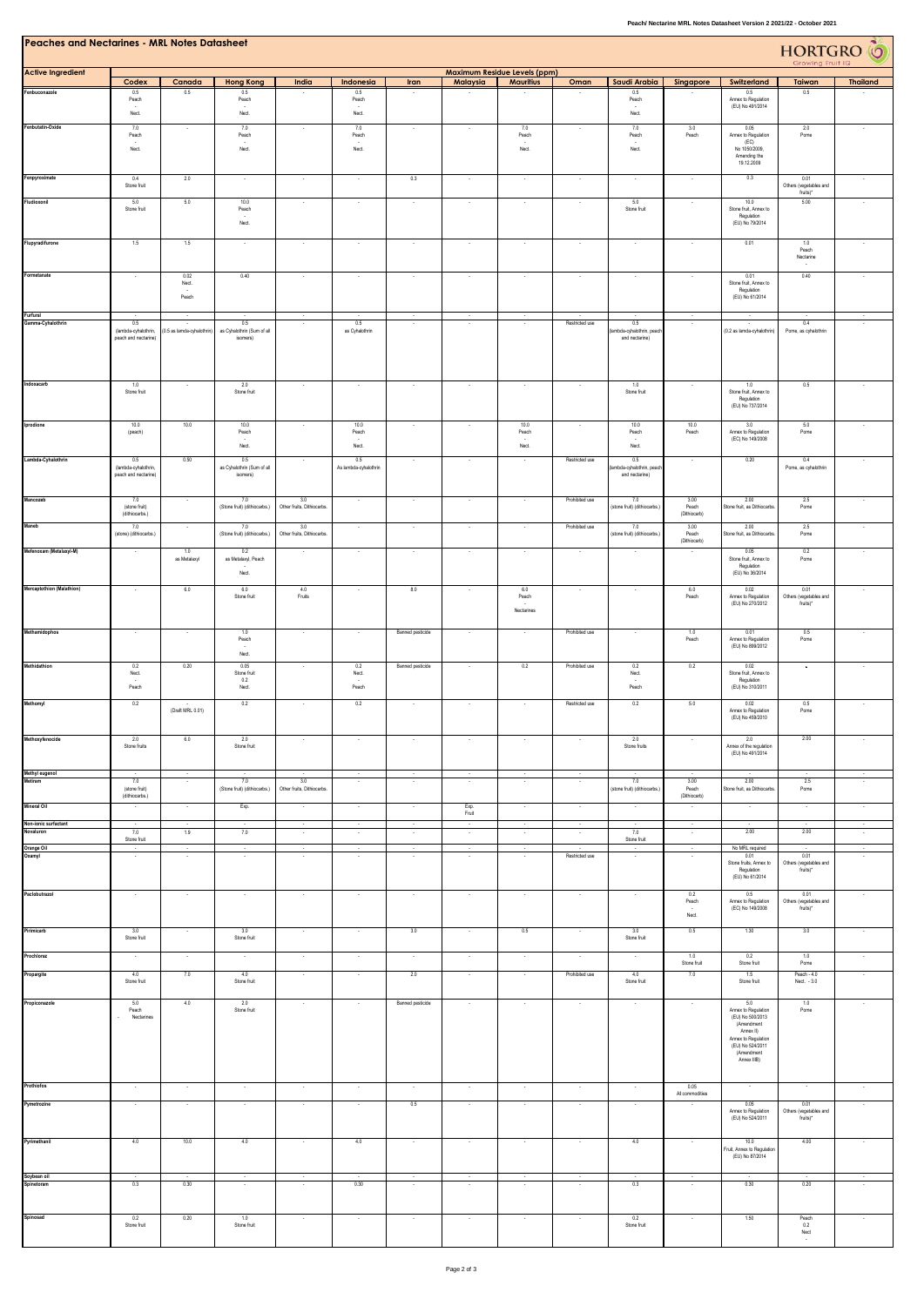# Peaches and Nectarines - MRL Notes Datasheet

| Active Ingredient | Maximum Residue Levels (ppm) | | | | | | | | | | | | |
|---|---|---|---|---|---|---|---|---|---|---|---|---|---|
| | Codex | Canada | Hong Kong | India | Indonesia | Iran | Malaysia | Mauritius | Oman | Saudi Arabia | Singapore | Switzerland | Taiwan | Thailand |
| Fenbuconazole | 0.5 Peach - Nect. | 0.5 | 0.5 Peach - Nect. | - | 0.5 Peach - Nect. | - | - | - | - | 0.5 Peach - Nect. | - | 0.5 Annex to Regulation (EU) No 491/2014 | 0.5 | - |
| Fenbutatin-Oxide | 7.0 Peach - Nect. | - | 7.0 Peach - Nect. | - | 7.0 Peach - Nect. | - | - | 7.0 Peach - Nect. | - | 7.0 Peach - Nect. | 3.0 Peach | 0.05 Annex to Regulation (EC) No 1050/2009, Amending the 19.12.2009 | 2.0 Pome | - |
| Fenpyroximate | 0.4 Stone fruit | 2.0 | - | - | - | 0.3 | - | - | - | - | - | 0.3 | 0.01 Others (vegetables and fruits)* | - |
| Fludioxonil | 5.0 Stone fruit | 5.0 | 10.0 Peach - Nect. | - | - | - | - | - | - | 5.0 Stone fruit | - | 10.0 Stone fruit, Annex to Regulation (EU) No 79/2014 | 5.00 | - |
| Flupyradifurone | 1.5 | 1.5 | - | - | - | - | - | - | - | - | - | 0.01 | 1.0 Peach - Nectarine | - |
| Formetanate | - | 0.02 Nect. - Peach | 0.40 | - | - | - | - | - | - | - | - | 0.01 Stone fruit, Annex to Regulation (EU) No 61/2014 | 0.40 | - |
| Furfural | - | - | - | - | - | - | - | - | - | - | - | - | - | - |
| Gamma-Cyhalothrin | 0.5 (lambda-cyhalothrin, peach and nectarine) | - (0.5 as lambda-cyhalothrin) | 0.5 as Cyhalothrin (Sum of all isomers) | - | 0.5 as Cyhalothrin | - | - | - | Restricted use | 0.5 (lambda-cyhalothrin, peach and nectarine) | - | - (0.2 as lambda-cyhalothrin) | 0.4 Pome, as cyhalothrin | - |
| Indoxacarb | 1.0 Stone fruit | - | 2.0 Stone fruit | - | - | - | - | - | - | 1.0 Stone fruit | - | 1.0 Stone fruit, Annex to Regulation (EU) No 737/2014 | 0.5 | - |
| Iprodione | 10.0 (peach) | 10.0 | 10.0 Peach - Nect. | - | 10.0 Peach - Nect. | - | - | 10.0 Peach - Nect. | - | 10.0 Peach - Nect. | 10.0 Peach | 3.0 Annex to Regulation (EC) No 149/2008 | 5.0 Pome | - |
| Lambda-Cyhalothrin | 0.5 (lambda-cyhalothrin, peach and nectarine) | 0.50 | 0.5 as Cyhalothrin (Sum of all isomers) | - | 0.5 As lambda-cyhalothrin | - | - | - | Restricted use | 0.5 (lambda-cyhalothrin, peach and nectarine) | - | 0.20 | 0.4 Pome, as cyhalothrin | - |
| Mancozeb | 7.0 (stone fruit) (dithiocarbs.) | - | 7.0 (Stone fruit) (dithiocarbs.) | 3.0 Other fruits, Dithiocarbs. | - | - | - | - | Prohibited use | 7.0 (stone fruit) (dithiocarbs.) | 3.00 Peach (Dithiocarb) | 2.00 Stone fruit, as Dithiocarbs. | 2.5 Pome | - |
| Maneb | 7.0 (stone) (dithiocarbs.) | - | 7.0 (Stone fruit) (dithiocarbs.) | 3.0 Other fruits, Dithiocarbs. | - | - | - | - | Prohibited use | 7.0 (stone fruit) (dithiocarbs.) | 3.00 Peach (Dithiocarb) | 2.00 Stone fruit, as Dithiocarbs. | 2.5 Pome | - |
| Mefenoxam (Metalaxyl-M) | - | 1.0 as Metalaxyl | 0.2 as Metalaxyl, Peach - Nect. | - | - | - | - | - | - | - | - | 0.05 Stone fruit, Annex to Regulation (EU) No 36/2014 | 0.2 Pome | - |
| Mercaptothion (Malathion) | - | 6.0 | 6.0 Stone fruit | 4.0 Fruits | - | 8.0 | - | 6.0 Peach - Nectarines | - | - | 6.0 Peach | 0.02 Annex to Regulation (EU) No 270/2012 | 0.01 Others (vegetables and fruits)* | - |
| Methamidophos | - | - | 1.0 Peach - Nect. | - | - | Banned pesticide | - | - | Prohibited use | - | 1.0 Peach | 0.01 Annex to Regulation (EU) No 899/2012 | 0.5 Pome | - |
| Methidathion | 0.2 Nect. - Peach | 0.20 | 0.05 Stone fruit 0.2 Nect. | - | 0.2 Nect. - Peach | Banned pesticide | - | 0.2 | Prohibited use | 0.2 Nect. - Peach | 0.2 | 0.02 Stone fruit, Annex to Regulation (EU) No 310/2011 | - | - |
| Methomyl | 0.2 | - (Draft MRL 0.01) | 0.2 | - | 0.2 | - | - | - | Restricted use | 0.2 | 5.0 | 0.02 Annex to Regulation (EU) No 459/2010 | 0.5 Pome | - |
| Methoxyfenocide | 2.0 Stone fruits | 6.0 | 2.0 Stone fruit | - | - | - | - | - | - | 2.0 Stone fruits | - | 2.0 Annex of the regulation (EU) No 491/2014 | 2.00 | - |
| Methyl eugenol | - | - | - | - | - | - | - | - | - | - | - | - | - | - |
| Metiram | 7.0 (stone fruit) (dithiocarbs.) | - | 7.0 (Stone fruit) (dithiocarbs.) | 3.0 Other fruits, Dithiocarbs. | - | - | - | - | - | 7.0 (stone fruit) (dithiocarbs.) | 3.00 Peach (Dithiocarb) | 2.00 Stone fruit, as Dithiocarbs. | 2.5 Pome | - |
| Mineral Oil | - | - | Exp. | - | - | - | Exp. Fruit | - | - | - | - | - | - | - |
| Non-ionic surfactant | - | - | - | - | - | - | - | - | - | - | - | - | - | - |
| Novaluron | 7.0 Stone fruit | 1.9 | 7.0 | - | - | - | - | - | - | 7.0 Stone fruit | - | 2.00 | 2.00 | - |
| Orange Oil | - | - | - | - | - | - | - | - | - | - | - | No MRL required | - | - |
| Oxamyl | - | - | - | - | - | - | - | - | Restricted use | - | - | 0.01 Stone fruits, Annex to Regulation (EU) No 61/2014 | 0.01 Others (vegetables and fruits)* | - |
| Paclobutrazol | - | - | - | - | - | - | - | - | - | - | 0.2 Peach - Nect. | 0.5 Annex to Regulation (EC) No 149/2008 | 0.01 Others (vegetables and fruits)* | - |
| Pirimicarb | 3.0 Stone fruit | - | 3.0 Stone fruit | - | - | 3.0 | - | 0.5 | - | 3.0 Stone fruit | 0.5 | 1.50 | 3.0 | - |
| Prochloraz | - | - | - | - | - | - | - | - | - | - | 1.0 Stone fruit | 0.2 Stone fruit | 1.0 Pome | - |
| Propargite | 4.0 Stone fruit | 7.0 | 4.0 Stone fruit | - | - | 2.0 | - | - | Prohibited use | 4.0 Stone fruit | 7.0 | 1.5 Stone fruit | Peach - 4.0 Nect. - 3.0 | - |
| Propiconazole | 5.0 Peach - Nectarines | 4.0 | 2.0 Stone fruit | - | - | Banned pesticide | - | - | - | - | - | 5.0 Annex to Regulation (EU) No 500/2013 (Amendment Annex II) Annex to Regulation (EU) No 524/2011 (Amendment Annex IIIB) | 1.0 Pome | - |
| Prothiofos | - | - | - | - | - | - | - | - | - | - | 0.05 All commodities | - | - | - |
| Pymetrozine | - | - | - | - | - | 0.5 | - | - | - | - | - | 0.05 Annex to Regulation (EU) No 524/2011 | 0.01 Others (vegetables and fruits)* | - |
| Pyrimethanil | 4.0 | 10.0 | 4.0 | - | 4.0 | - | - | - | - | 4.0 | - | 10.0 Fruit, Annex to Regulation (EU) No 87/2014 | 4.00 | - |
| Soybean oil | - | - | - | - | - | - | - | - | - | - | - | - | - | - |
| Spinetoram | 0.3 | 0.30 | - | - | 0.30 | - | - | - | - | 0.3 | - | 0.30 | 0.20 | - |
| Spinosad | 0.2 Stone fruit | 0.20 | 1.0 Stone fruit | - | - | - | - | - | - | 0.2 Stone fruit | - | 1.50 | Peach 0.2 Nect - | - |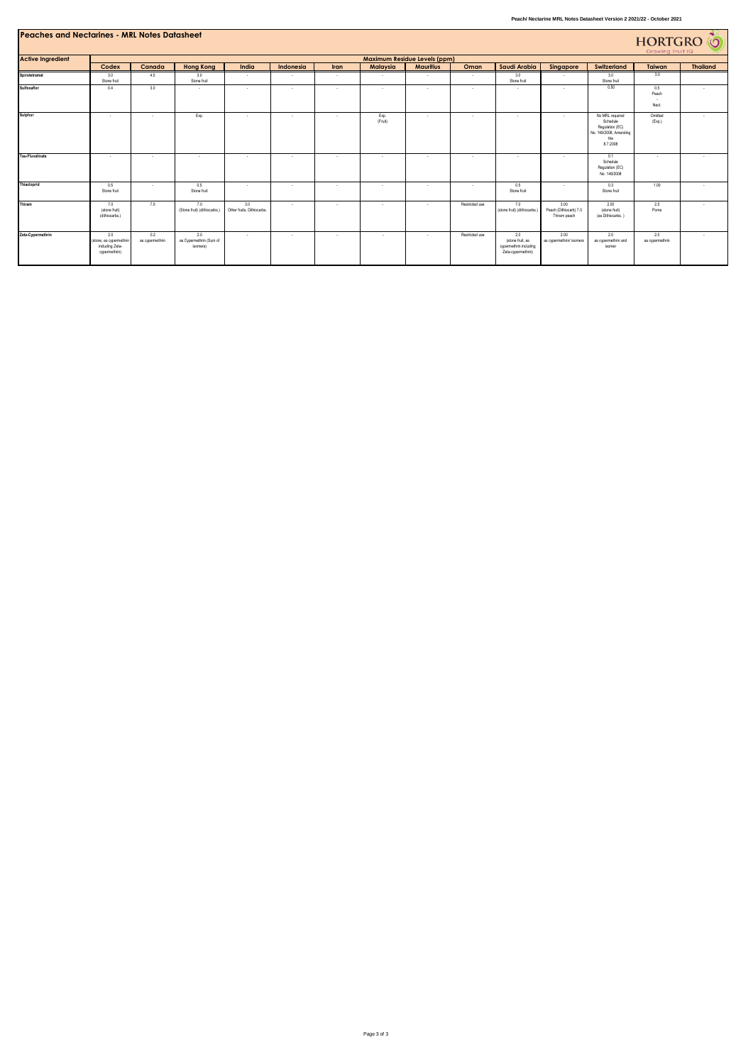# Peaches and Nectarines - MRL Notes Datasheet

HORTGRO Growing Fruit IQ

| Active Ingredient | Maximum Residue Levels (ppm) | | | | | | | | | | | | | |
|---|---|---|---|---|---|---|---|---|---|---|---|---|---|---|
| | Codex | Canada | Hong Kong | India | Indonesia | Iran | Malaysia | Mauritius | Oman | Saudi Arabia | Singapore | Switzerland | Taiwan | Thailand |
| Spirotetramat | 3.0 Stone fruit | 4.5 | 3.0 Stone fruit | - | - | - | - | - | - | 3.0 Stone fruit | - | 3.0 Stone fruit | 3.0 | |
| Sulfoxaflor | 0.4 | 3.0 | - | - | - | - | - | - | - | - | - | 0.50 | 0.5 Peach - Nect | - |
| Sulphur | - | - | Exp. | - | - | - | Exp. (Fruit) | - | - | - | - | No MRL required Schedule Regulation (EC) No. 149/2008, Amending the 8.7.2008 | Omitted (Exp.) | - |
| Tau-Fluvalinate | - | - | - | - | - | - | - | - | - | - | - | 0.1 Schedule Regulation (EC) No. 149/2008 | - | - |
| Thiacloprid | 0.5 Stone fruit | - | 0.5 Stone fruit | - | - | - | - | - | - | 0.5 Stone fruit | - | 0.3 Stone fruit | 1.00 | - |
| Thiram | 7.0 (stone fruit) (dithiocarbs.) | 7.0 | 7.0 (Stone fruit) (dithiocarbs.) | 3.0 Other fruits, Dithiocarbs. | - | - | - | - | Restricted use | 7.0 (stone fruit) (dithiocarbs.) | 3.00 Peach (Dithiocarb) 7.0 Thiram peach | 2.00 (stone fruit) (as Dithiocarbs. ) | 2.5 Pome | - |
| Zeta-Cypermethrin | 2.0 (stone, as cypermethrin including Zeta-cypermethrin) | 0.2 as cypermethrin | 2.0 as Cypermethrin (Sum of isomers) | - | - | - | - | - | Restricted use | 2.0 (stone fruit, as cypermethrin including Zeta-cypermethrin) | 2.00 as cypermethrin/ isomers | 2.0 as cypermethrin and isomer | 2.0 as cypermethrin | - |